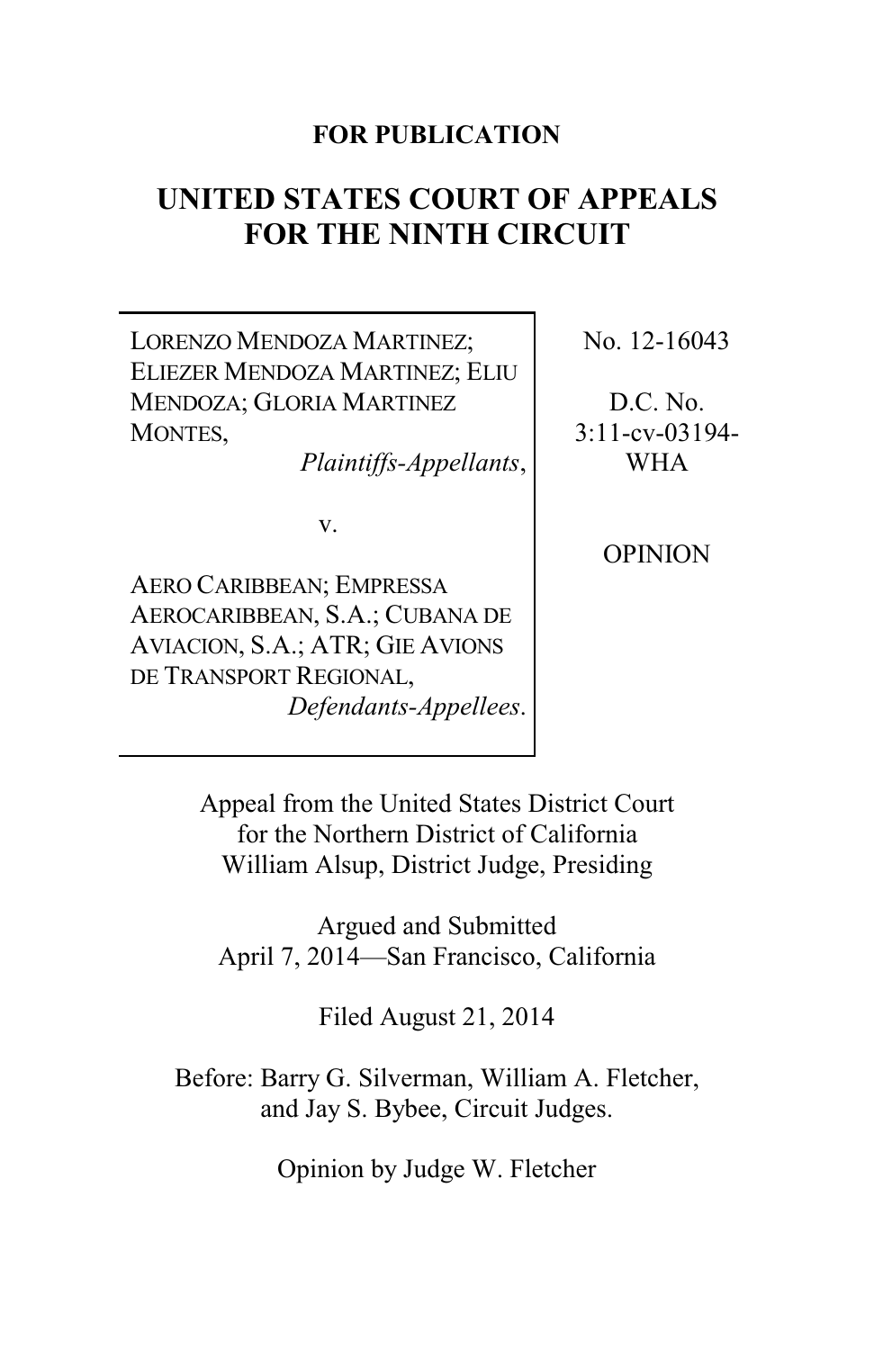**FOR PUBLICATION**

# UNITED STATES COURT OF APPEALS FOR THE NINTH CIRCUIT

LORENZO MENDOZA MARTINEZ; ELIEZER MENDOZA MARTINEZ; ELIU MENDOZA; GLORIA MARTINEZ MONTES,
*Plaintiffs-Appellants*,

v.

AERO CARIBBEAN; EMPRESSA AEROCARIBBEAN, S.A.; CUBANA DE AVIACION, S.A.; ATR; GIE AVIONS DE TRANSPORT REGIONAL,
*Defendants-Appellees*.

No. 12-16043

D.C. No. 3:11-cv-03194-WHA

OPINION

Appeal from the United States District Court for the Northern District of California
William Alsup, District Judge, Presiding

Argued and Submitted
April 7, 2014—San Francisco, California

Filed August 21, 2014

Before: Barry G. Silverman, William A. Fletcher, and Jay S. Bybee, Circuit Judges.

Opinion by Judge W. Fletcher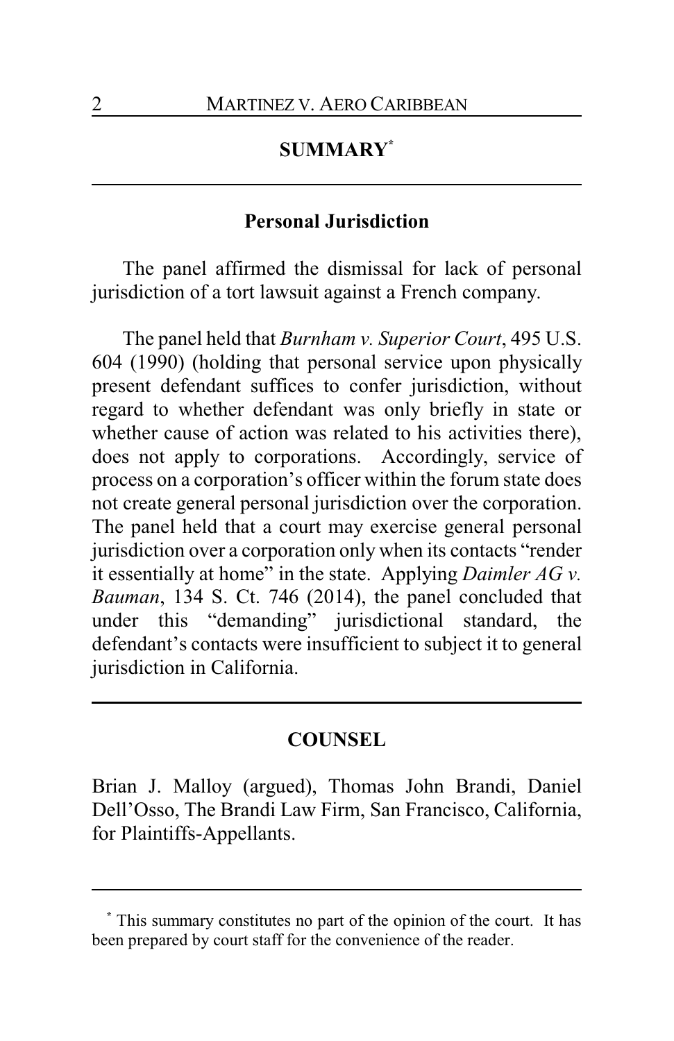## SUMMARY[*]

### Personal Jurisdiction

The panel affirmed the dismissal for lack of personal jurisdiction of a tort lawsuit against a French company.

The panel held that *Burnham v. Superior Court*, 495 U.S. 604 (1990) (holding that personal service upon physically present defendant suffices to confer jurisdiction, without regard to whether defendant was only briefly in state or whether cause of action was related to his activities there), does not apply to corporations. Accordingly, service of process on a corporation's officer within the forum state does not create general personal jurisdiction over the corporation. The panel held that a court may exercise general personal jurisdiction over a corporation only when its contacts "render it essentially at home" in the state. Applying *Daimler AG v. Bauman*, 134 S. Ct. 746 (2014), the panel concluded that under this "demanding" jurisdictional standard, the defendant's contacts were insufficient to subject it to general jurisdiction in California.

## COUNSEL

Brian J. Malloy (argued), Thomas John Brandi, Daniel Dell'Osso, The Brandi Law Firm, San Francisco, California, for Plaintiffs-Appellants.

---

[*] This summary constitutes no part of the opinion of the court. It has been prepared by court staff for the convenience of the reader.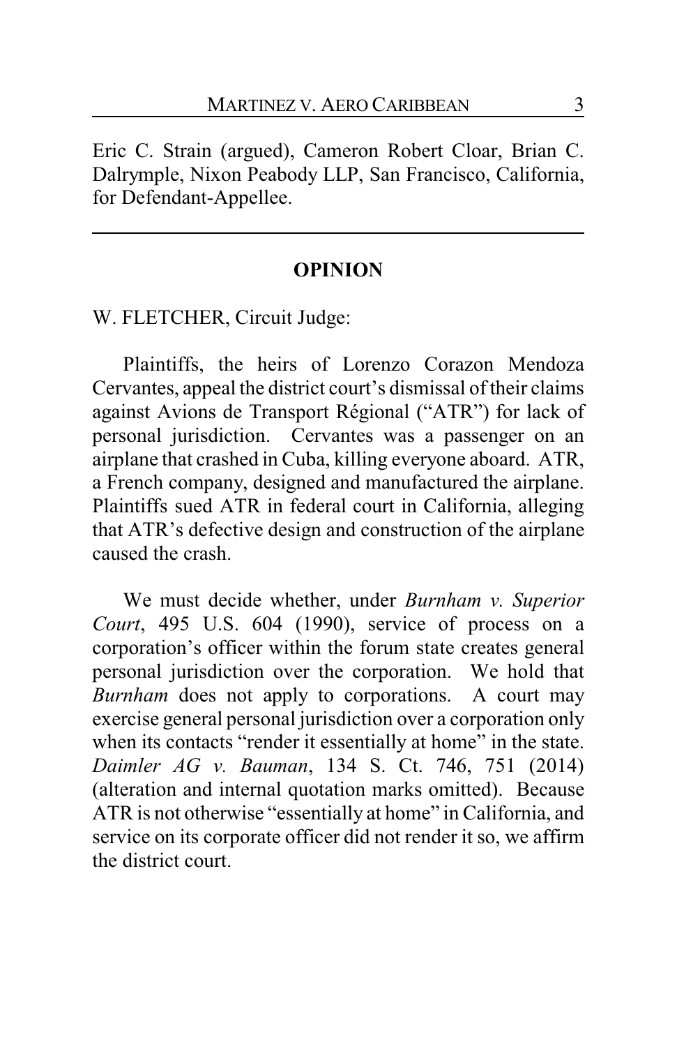Eric C. Strain (argued), Cameron Robert Cloar, Brian C. Dalrymple, Nixon Peabody LLP, San Francisco, California, for Defendant-Appellee.

---

## OPINION

W. FLETCHER, Circuit Judge:

Plaintiffs, the heirs of Lorenzo Corazon Mendoza Cervantes, appeal the district court's dismissal of their claims against Avions de Transport Régional ("ATR") for lack of personal jurisdiction. Cervantes was a passenger on an airplane that crashed in Cuba, killing everyone aboard. ATR, a French company, designed and manufactured the airplane. Plaintiffs sued ATR in federal court in California, alleging that ATR's defective design and construction of the airplane caused the crash.

We must decide whether, under *Burnham v. Superior Court*, 495 U.S. 604 (1990), service of process on a corporation's officer within the forum state creates general personal jurisdiction over the corporation. We hold that *Burnham* does not apply to corporations. A court may exercise general personal jurisdiction over a corporation only when its contacts "render it essentially at home" in the state. *Daimler AG v. Bauman*, 134 S. Ct. 746, 751 (2014) (alteration and internal quotation marks omitted). Because ATR is not otherwise "essentially at home" in California, and service on its corporate officer did not render it so, we affirm the district court.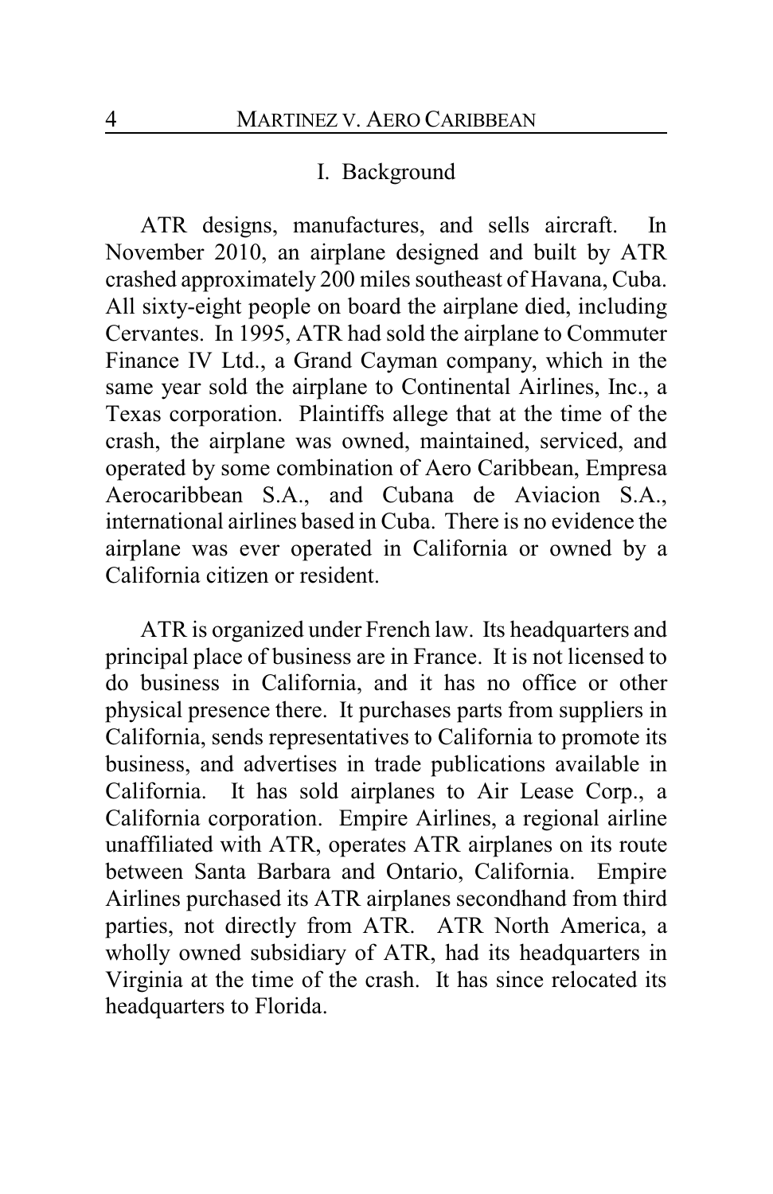## I. Background

ATR designs, manufactures, and sells aircraft. In November 2010, an airplane designed and built by ATR crashed approximately 200 miles southeast of Havana, Cuba. All sixty-eight people on board the airplane died, including Cervantes. In 1995, ATR had sold the airplane to Commuter Finance IV Ltd., a Grand Cayman company, which in the same year sold the airplane to Continental Airlines, Inc., a Texas corporation. Plaintiffs allege that at the time of the crash, the airplane was owned, maintained, serviced, and operated by some combination of Aero Caribbean, Empresa Aerocaribbean S.A., and Cubana de Aviacion S.A., international airlines based in Cuba. There is no evidence the airplane was ever operated in California or owned by a California citizen or resident.

ATR is organized under French law. Its headquarters and principal place of business are in France. It is not licensed to do business in California, and it has no office or other physical presence there. It purchases parts from suppliers in California, sends representatives to California to promote its business, and advertises in trade publications available in California. It has sold airplanes to Air Lease Corp., a California corporation. Empire Airlines, a regional airline unaffiliated with ATR, operates ATR airplanes on its route between Santa Barbara and Ontario, California. Empire Airlines purchased its ATR airplanes secondhand from third parties, not directly from ATR. ATR North America, a wholly owned subsidiary of ATR, had its headquarters in Virginia at the time of the crash. It has since relocated its headquarters to Florida.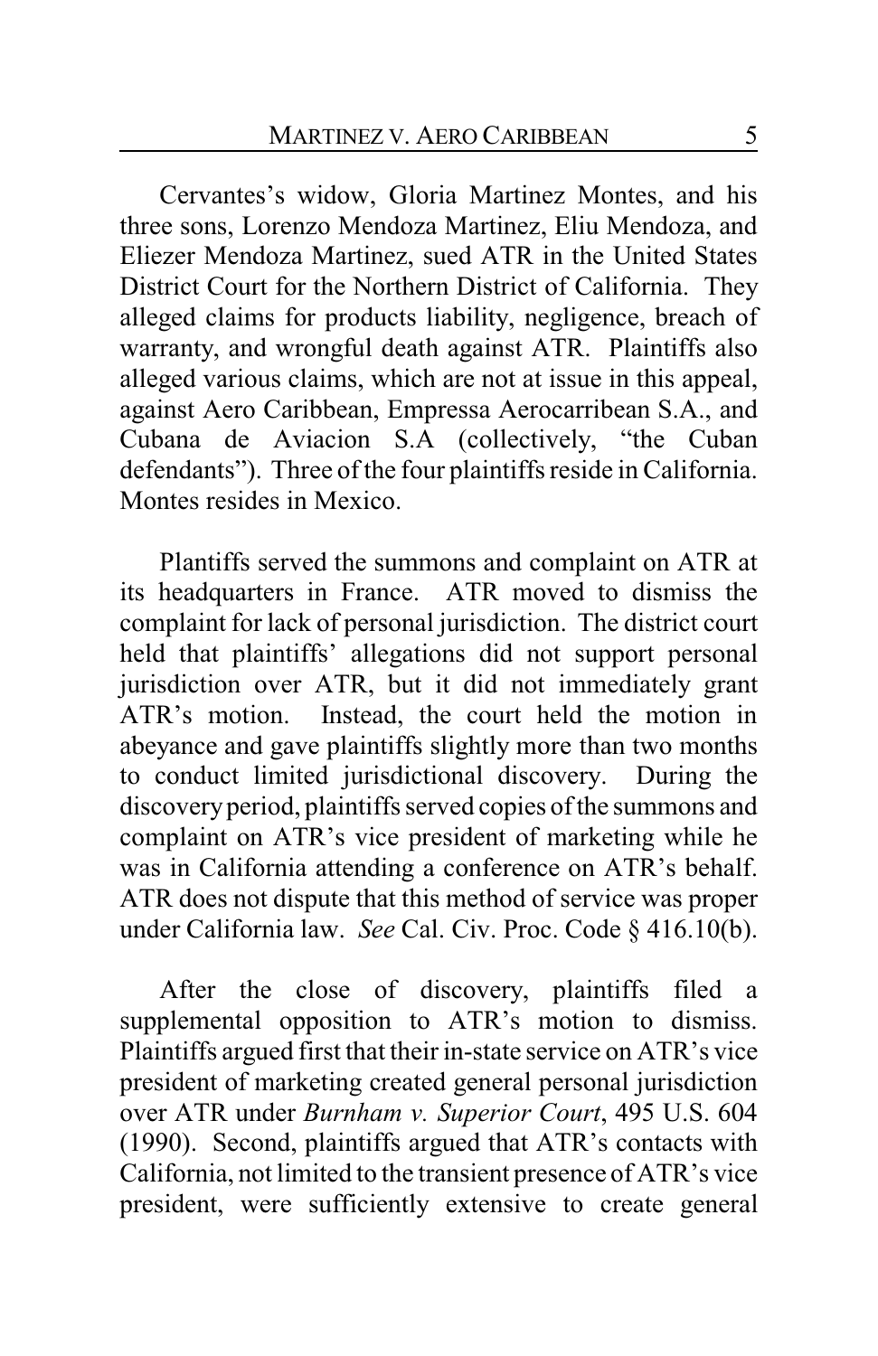Cervantes's widow, Gloria Martinez Montes, and his three sons, Lorenzo Mendoza Martinez, Eliu Mendoza, and Eliezer Mendoza Martinez, sued ATR in the United States District Court for the Northern District of California. They alleged claims for products liability, negligence, breach of warranty, and wrongful death against ATR. Plaintiffs also alleged various claims, which are not at issue in this appeal, against Aero Caribbean, Empressa Aerocarribean S.A., and Cubana de Aviacion S.A (collectively, "the Cuban defendants"). Three of the four plaintiffs reside in California. Montes resides in Mexico.

Plantiffs served the summons and complaint on ATR at its headquarters in France. ATR moved to dismiss the complaint for lack of personal jurisdiction. The district court held that plaintiffs' allegations did not support personal jurisdiction over ATR, but it did not immediately grant ATR's motion. Instead, the court held the motion in abeyance and gave plaintiffs slightly more than two months to conduct limited jurisdictional discovery. During the discovery period, plaintiffs served copies of the summons and complaint on ATR's vice president of marketing while he was in California attending a conference on ATR's behalf. ATR does not dispute that this method of service was proper under California law. *See* Cal. Civ. Proc. Code § 416.10(b).

After the close of discovery, plaintiffs filed a supplemental opposition to ATR's motion to dismiss. Plaintiffs argued first that their in-state service on ATR's vice president of marketing created general personal jurisdiction over ATR under *Burnham v. Superior Court*, 495 U.S. 604 (1990). Second, plaintiffs argued that ATR's contacts with California, not limited to the transient presence of ATR's vice president, were sufficiently extensive to create general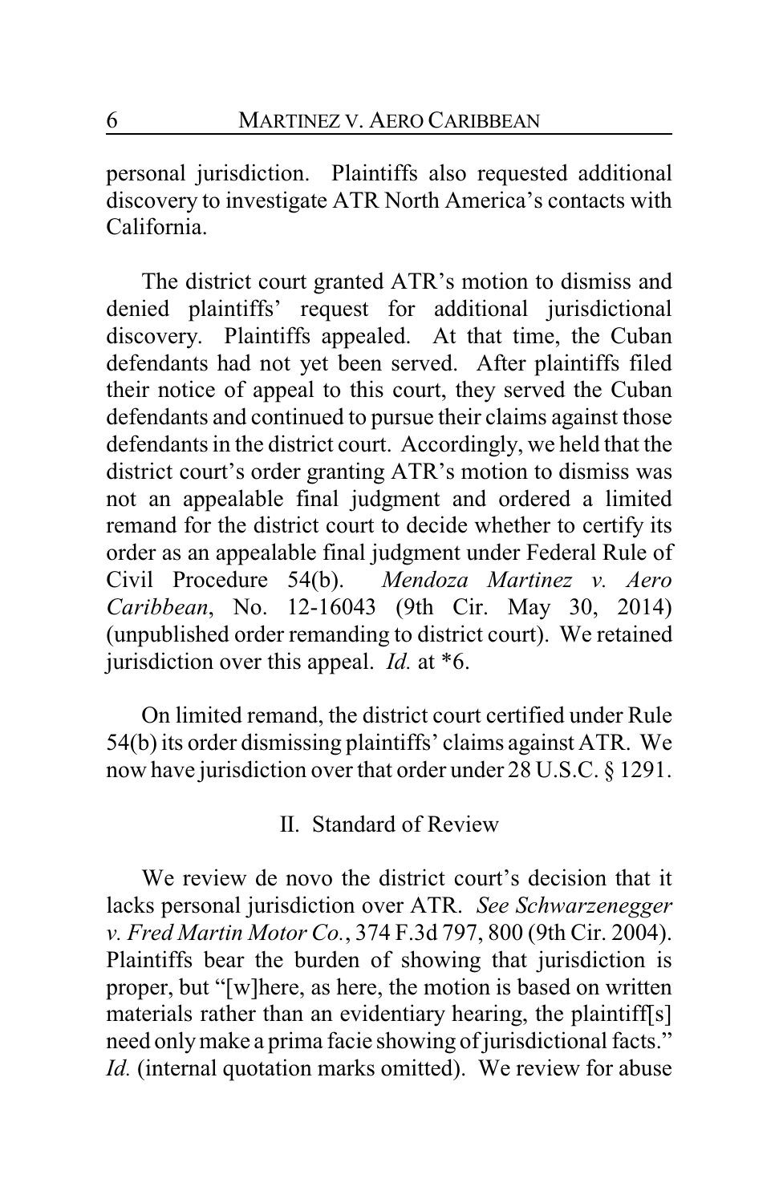personal jurisdiction. Plaintiffs also requested additional discovery to investigate ATR North America's contacts with California.

The district court granted ATR's motion to dismiss and denied plaintiffs' request for additional jurisdictional discovery. Plaintiffs appealed. At that time, the Cuban defendants had not yet been served. After plaintiffs filed their notice of appeal to this court, they served the Cuban defendants and continued to pursue their claims against those defendants in the district court. Accordingly, we held that the district court's order granting ATR's motion to dismiss was not an appealable final judgment and ordered a limited remand for the district court to decide whether to certify its order as an appealable final judgment under Federal Rule of Civil Procedure 54(b). *Mendoza Martinez v. Aero Caribbean*, No. 12-16043 (9th Cir. May 30, 2014) (unpublished order remanding to district court). We retained jurisdiction over this appeal. *Id.* at *6.

On limited remand, the district court certified under Rule 54(b) its order dismissing plaintiffs' claims against ATR. We now have jurisdiction over that order under 28 U.S.C. § 1291.

## II. Standard of Review

We review de novo the district court's decision that it lacks personal jurisdiction over ATR. *See Schwarzenegger v. Fred Martin Motor Co.*, 374 F.3d 797, 800 (9th Cir. 2004). Plaintiffs bear the burden of showing that jurisdiction is proper, but "[w]here, as here, the motion is based on written materials rather than an evidentiary hearing, the plaintiff[s] need only make a prima facie showing of jurisdictional facts." *Id.* (internal quotation marks omitted). We review for abuse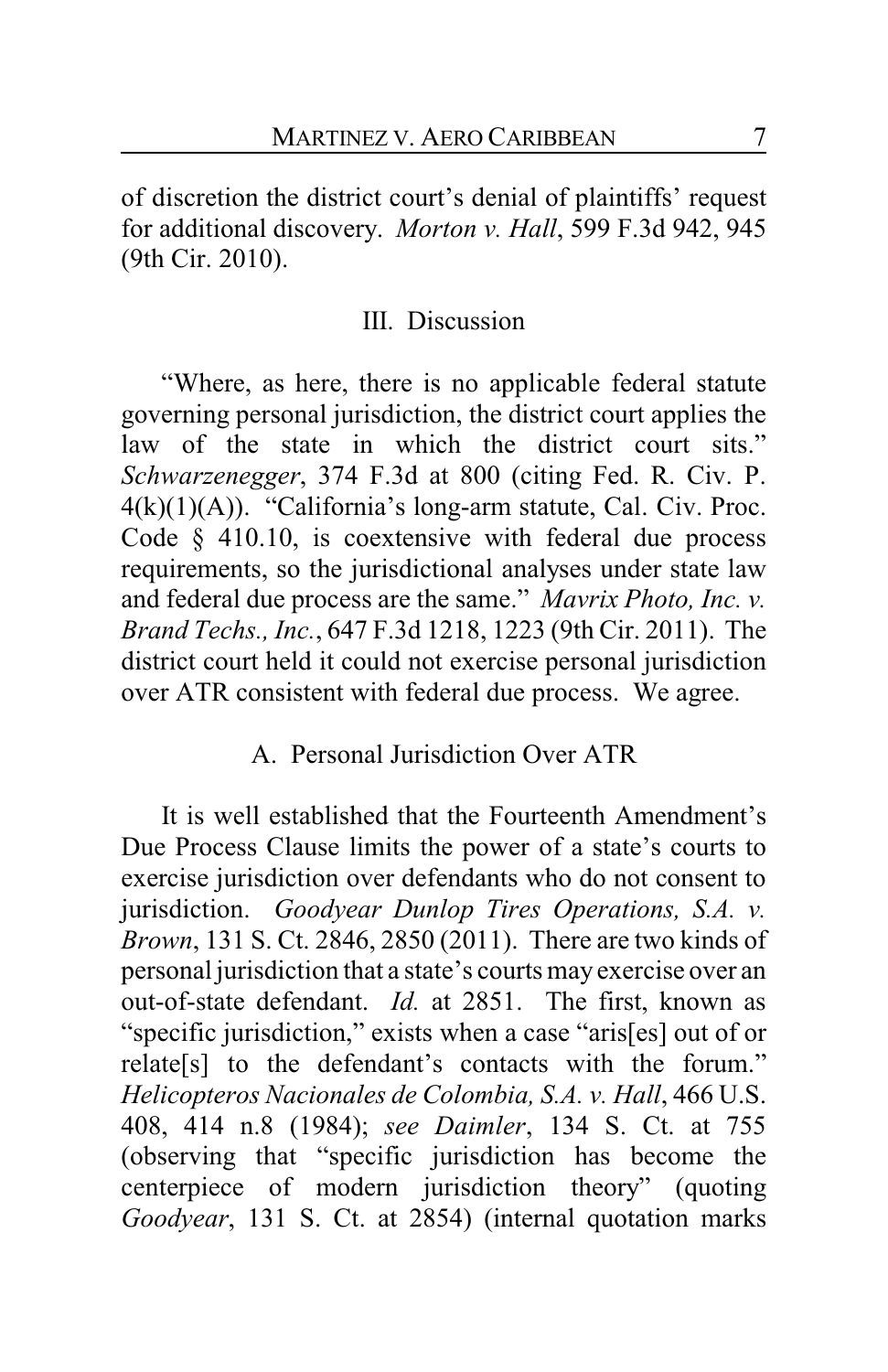of discretion the district court's denial of plaintiffs' request for additional discovery. *Morton v. Hall*, 599 F.3d 942, 945 (9th Cir. 2010).

## III. Discussion

"Where, as here, there is no applicable federal statute governing personal jurisdiction, the district court applies the law of the state in which the district court sits." *Schwarzenegger*, 374 F.3d at 800 (citing Fed. R. Civ. P. 4(k)(1)(A)). "California's long-arm statute, Cal. Civ. Proc. Code § 410.10, is coextensive with federal due process requirements, so the jurisdictional analyses under state law and federal due process are the same." *Mavrix Photo, Inc. v. Brand Techs., Inc.*, 647 F.3d 1218, 1223 (9th Cir. 2011). The district court held it could not exercise personal jurisdiction over ATR consistent with federal due process. We agree.

### A. Personal Jurisdiction Over ATR

It is well established that the Fourteenth Amendment's Due Process Clause limits the power of a state's courts to exercise jurisdiction over defendants who do not consent to jurisdiction. *Goodyear Dunlop Tires Operations, S.A. v. Brown*, 131 S. Ct. 2846, 2850 (2011). There are two kinds of personal jurisdiction that a state's courts may exercise over an out-of-state defendant. *Id.* at 2851. The first, known as "specific jurisdiction," exists when a case "aris[es] out of or relate[s] to the defendant's contacts with the forum." *Helicopteros Nacionales de Colombia, S.A. v. Hall*, 466 U.S. 408, 414 n.8 (1984); *see Daimler*, 134 S. Ct. at 755 (observing that "specific jurisdiction has become the centerpiece of modern jurisdiction theory" (quoting *Goodyear*, 131 S. Ct. at 2854) (internal quotation marks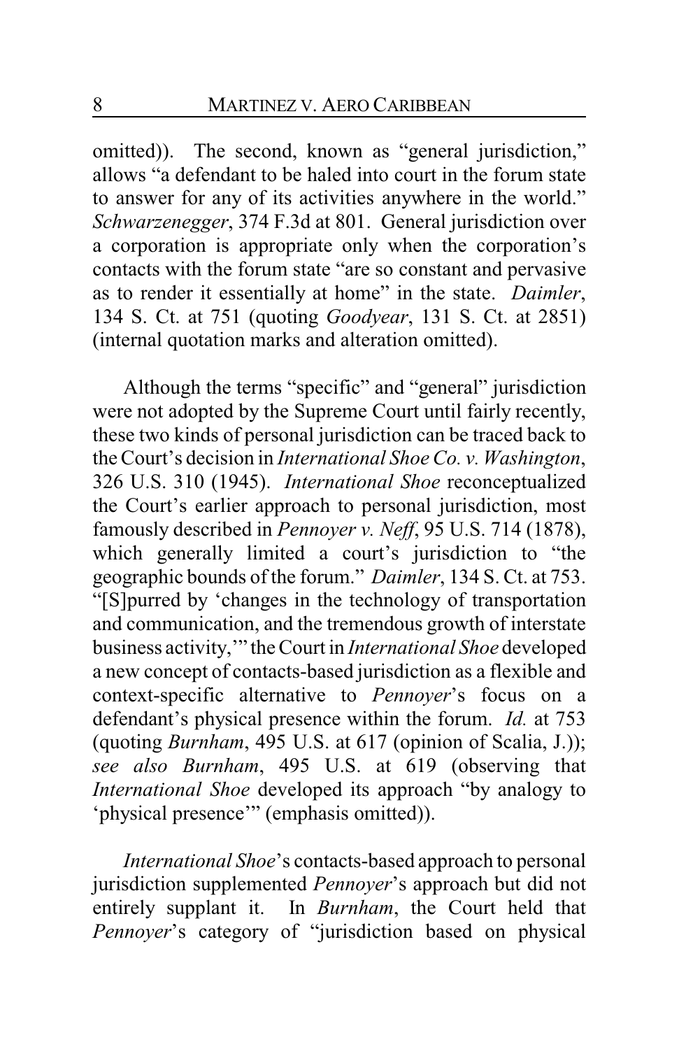omitted)). The second, known as "general jurisdiction," allows "a defendant to be haled into court in the forum state to answer for any of its activities anywhere in the world." *Schwarzenegger*, 374 F.3d at 801. General jurisdiction over a corporation is appropriate only when the corporation's contacts with the forum state "are so constant and pervasive as to render it essentially at home" in the state. *Daimler*, 134 S. Ct. at 751 (quoting *Goodyear*, 131 S. Ct. at 2851) (internal quotation marks and alteration omitted).

Although the terms "specific" and "general" jurisdiction were not adopted by the Supreme Court until fairly recently, these two kinds of personal jurisdiction can be traced back to the Court's decision in *International Shoe Co. v. Washington*, 326 U.S. 310 (1945). *International Shoe* reconceptualized the Court's earlier approach to personal jurisdiction, most famously described in *Pennoyer v. Neff*, 95 U.S. 714 (1878), which generally limited a court's jurisdiction to "the geographic bounds of the forum." *Daimler*, 134 S. Ct. at 753. "[S]purred by 'changes in the technology of transportation and communication, and the tremendous growth of interstate business activity,'" the Court in *International Shoe* developed a new concept of contacts-based jurisdiction as a flexible and context-specific alternative to *Pennoyer*'s focus on a defendant's physical presence within the forum. *Id.* at 753 (quoting *Burnham*, 495 U.S. at 617 (opinion of Scalia, J.)); *see also Burnham*, 495 U.S. at 619 (observing that *International Shoe* developed its approach "by analogy to 'physical presence'" (emphasis omitted)).

*International Shoe*'s contacts-based approach to personal jurisdiction supplemented *Pennoyer*'s approach but did not entirely supplant it. In *Burnham*, the Court held that *Pennoyer*'s category of "jurisdiction based on physical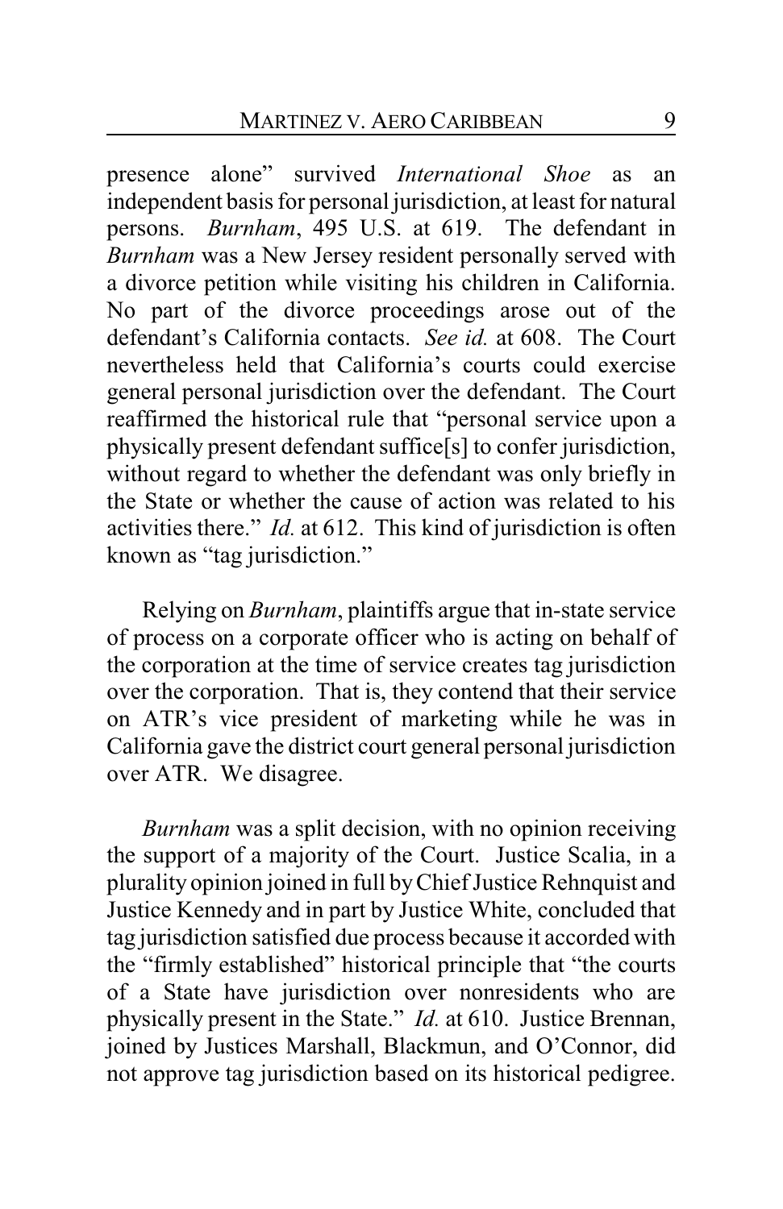presence alone" survived *International Shoe* as an independent basis for personal jurisdiction, at least for natural persons. *Burnham*, 495 U.S. at 619. The defendant in *Burnham* was a New Jersey resident personally served with a divorce petition while visiting his children in California. No part of the divorce proceedings arose out of the defendant's California contacts. *See id.* at 608. The Court nevertheless held that California's courts could exercise general personal jurisdiction over the defendant. The Court reaffirmed the historical rule that "personal service upon a physically present defendant suffice[s] to confer jurisdiction, without regard to whether the defendant was only briefly in the State or whether the cause of action was related to his activities there." *Id.* at 612. This kind of jurisdiction is often known as "tag jurisdiction."

Relying on *Burnham*, plaintiffs argue that in-state service of process on a corporate officer who is acting on behalf of the corporation at the time of service creates tag jurisdiction over the corporation. That is, they contend that their service on ATR's vice president of marketing while he was in California gave the district court general personal jurisdiction over ATR. We disagree.

*Burnham* was a split decision, with no opinion receiving the support of a majority of the Court. Justice Scalia, in a plurality opinion joined in full by Chief Justice Rehnquist and Justice Kennedy and in part by Justice White, concluded that tag jurisdiction satisfied due process because it accorded with the "firmly established" historical principle that "the courts of a State have jurisdiction over nonresidents who are physically present in the State." *Id.* at 610. Justice Brennan, joined by Justices Marshall, Blackmun, and O'Connor, did not approve tag jurisdiction based on its historical pedigree.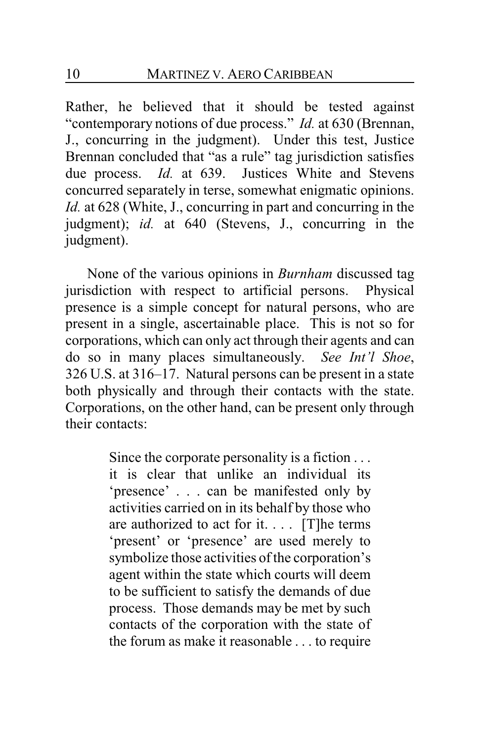Rather, he believed that it should be tested against "contemporary notions of due process." *Id.* at 630 (Brennan, J., concurring in the judgment). Under this test, Justice Brennan concluded that "as a rule" tag jurisdiction satisfies due process. *Id.* at 639. Justices White and Stevens concurred separately in terse, somewhat enigmatic opinions. *Id.* at 628 (White, J., concurring in part and concurring in the judgment); *id.* at 640 (Stevens, J., concurring in the judgment).

None of the various opinions in *Burnham* discussed tag jurisdiction with respect to artificial persons. Physical presence is a simple concept for natural persons, who are present in a single, ascertainable place. This is not so for corporations, which can only act through their agents and can do so in many places simultaneously. *See Int'l Shoe*, 326 U.S. at 316–17. Natural persons can be present in a state both physically and through their contacts with the state. Corporations, on the other hand, can be present only through their contacts:

> Since the corporate personality is a fiction . . . it is clear that unlike an individual its 'presence' . . . can be manifested only by activities carried on in its behalf by those who are authorized to act for it. . . . [T]he terms 'present' or 'presence' are used merely to symbolize those activities of the corporation's agent within the state which courts will deem to be sufficient to satisfy the demands of due process. Those demands may be met by such contacts of the corporation with the state of the forum as make it reasonable . . . to require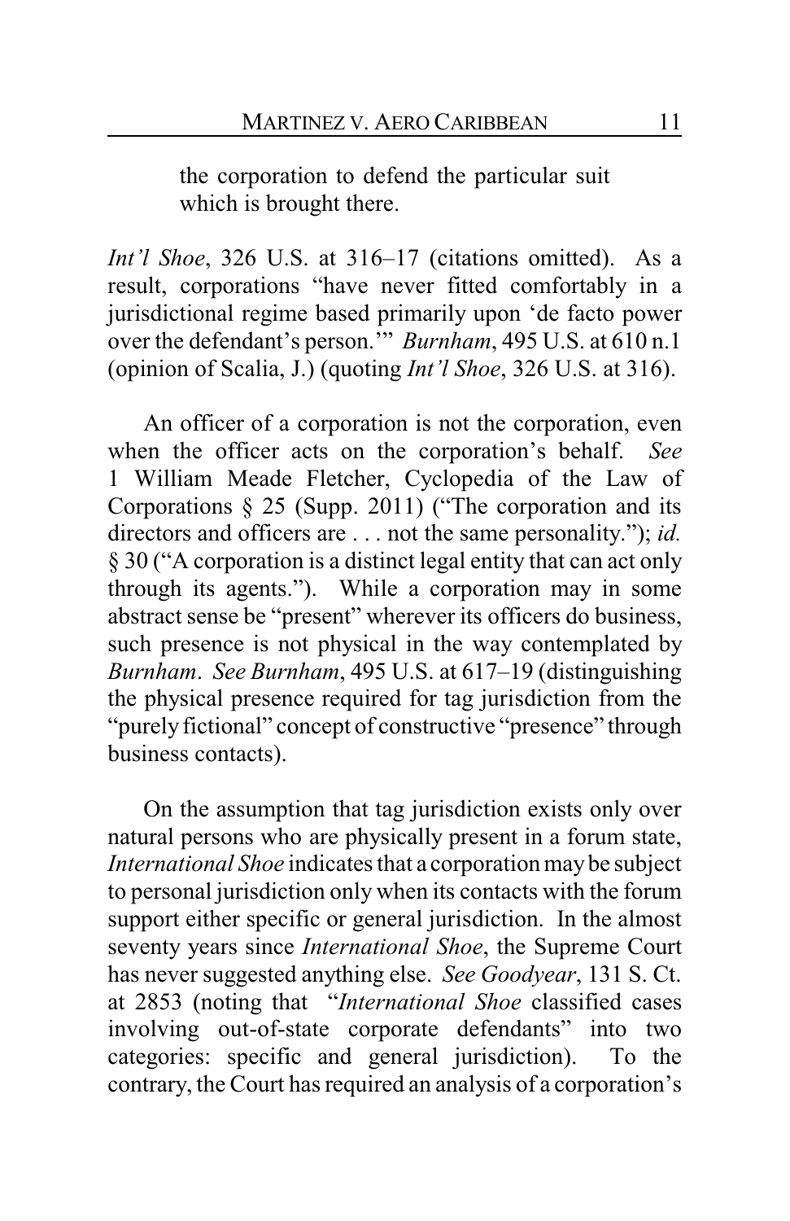the corporation to defend the particular suit which is brought there.

*Int'l Shoe*, 326 U.S. at 316–17 (citations omitted). As a result, corporations "have never fitted comfortably in a jurisdictional regime based primarily upon 'de facto power over the defendant's person.'" *Burnham*, 495 U.S. at 610 n.1 (opinion of Scalia, J.) (quoting *Int'l Shoe*, 326 U.S. at 316).

An officer of a corporation is not the corporation, even when the officer acts on the corporation's behalf. *See* 1 William Meade Fletcher, Cyclopedia of the Law of Corporations § 25 (Supp. 2011) ("The corporation and its directors and officers are . . . not the same personality."); *id.* § 30 ("A corporation is a distinct legal entity that can act only through its agents."). While a corporation may in some abstract sense be "present" wherever its officers do business, such presence is not physical in the way contemplated by *Burnham*. *See Burnham*, 495 U.S. at 617–19 (distinguishing the physical presence required for tag jurisdiction from the "purely fictional" concept of constructive "presence" through business contacts).

On the assumption that tag jurisdiction exists only over natural persons who are physically present in a forum state, *International Shoe* indicates that a corporation may be subject to personal jurisdiction only when its contacts with the forum support either specific or general jurisdiction. In the almost seventy years since *International Shoe*, the Supreme Court has never suggested anything else. *See Goodyear*, 131 S. Ct. at 2853 (noting that "*International Shoe* classified cases involving out-of-state corporate defendants" into two categories: specific and general jurisdiction). To the contrary, the Court has required an analysis of a corporation's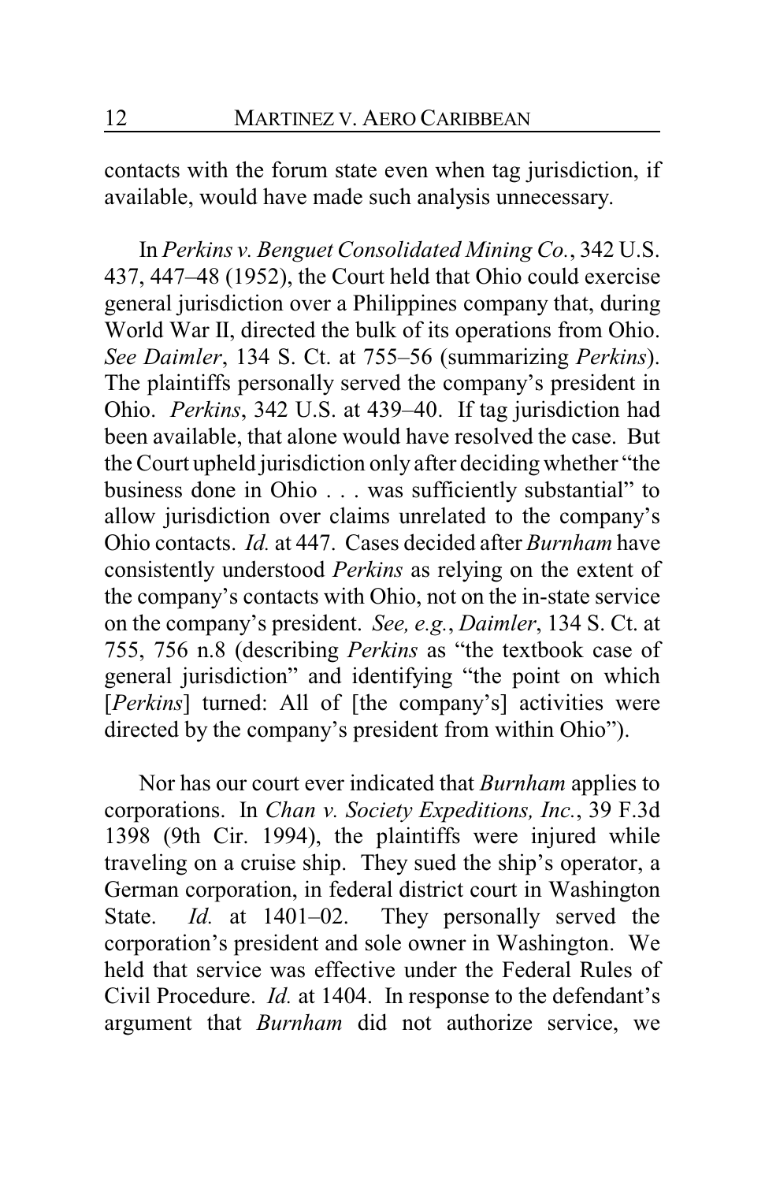contacts with the forum state even when tag jurisdiction, if available, would have made such analysis unnecessary.

In *Perkins v. Benguet Consolidated Mining Co.*, 342 U.S. 437, 447–48 (1952), the Court held that Ohio could exercise general jurisdiction over a Philippines company that, during World War II, directed the bulk of its operations from Ohio. *See Daimler*, 134 S. Ct. at 755–56 (summarizing *Perkins*). The plaintiffs personally served the company's president in Ohio. *Perkins*, 342 U.S. at 439–40. If tag jurisdiction had been available, that alone would have resolved the case. But the Court upheld jurisdiction only after deciding whether "the business done in Ohio . . . was sufficiently substantial" to allow jurisdiction over claims unrelated to the company's Ohio contacts. *Id.* at 447. Cases decided after *Burnham* have consistently understood *Perkins* as relying on the extent of the company's contacts with Ohio, not on the in-state service on the company's president. *See, e.g.*, *Daimler*, 134 S. Ct. at 755, 756 n.8 (describing *Perkins* as "the textbook case of general jurisdiction" and identifying "the point on which [*Perkins*] turned: All of [the company's] activities were directed by the company's president from within Ohio").

Nor has our court ever indicated that *Burnham* applies to corporations. In *Chan v. Society Expeditions, Inc.*, 39 F.3d 1398 (9th Cir. 1994), the plaintiffs were injured while traveling on a cruise ship. They sued the ship's operator, a German corporation, in federal district court in Washington State. *Id.* at 1401–02. They personally served the corporation's president and sole owner in Washington. We held that service was effective under the Federal Rules of Civil Procedure. *Id.* at 1404. In response to the defendant's argument that *Burnham* did not authorize service, we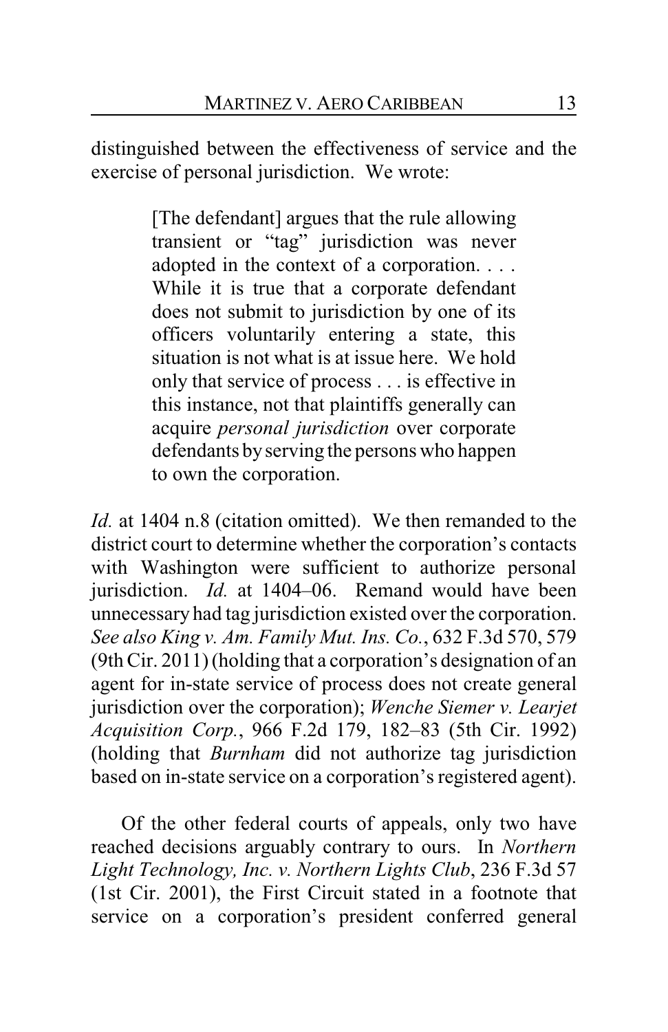distinguished between the effectiveness of service and the exercise of personal jurisdiction. We wrote:

> [The defendant] argues that the rule allowing transient or "tag" jurisdiction was never adopted in the context of a corporation. . . . While it is true that a corporate defendant does not submit to jurisdiction by one of its officers voluntarily entering a state, this situation is not what is at issue here. We hold only that service of process . . . is effective in this instance, not that plaintiffs generally can acquire *personal jurisdiction* over corporate defendants by serving the persons who happen to own the corporation.

*Id.* at 1404 n.8 (citation omitted). We then remanded to the district court to determine whether the corporation's contacts with Washington were sufficient to authorize personal jurisdiction. *Id.* at 1404–06. Remand would have been unnecessary had tag jurisdiction existed over the corporation. *See also King v. Am. Family Mut. Ins. Co.*, 632 F.3d 570, 579 (9th Cir. 2011) (holding that a corporation's designation of an agent for in-state service of process does not create general jurisdiction over the corporation); *Wenche Siemer v. Learjet Acquisition Corp.*, 966 F.2d 179, 182–83 (5th Cir. 1992) (holding that *Burnham* did not authorize tag jurisdiction based on in-state service on a corporation's registered agent).

Of the other federal courts of appeals, only two have reached decisions arguably contrary to ours. In *Northern Light Technology, Inc. v. Northern Lights Club*, 236 F.3d 57 (1st Cir. 2001), the First Circuit stated in a footnote that service on a corporation's president conferred general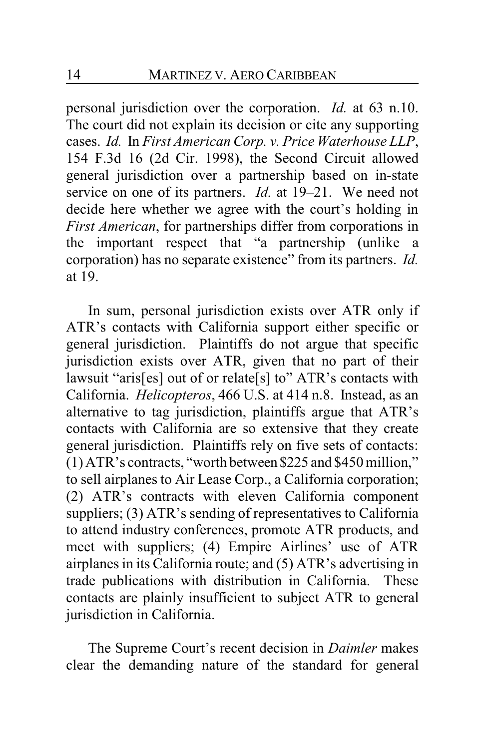personal jurisdiction over the corporation. *Id.* at 63 n.10. The court did not explain its decision or cite any supporting cases. *Id.* In *First American Corp. v. Price Waterhouse LLP*, 154 F.3d 16 (2d Cir. 1998), the Second Circuit allowed general jurisdiction over a partnership based on in-state service on one of its partners. *Id.* at 19–21. We need not decide here whether we agree with the court's holding in *First American*, for partnerships differ from corporations in the important respect that "a partnership (unlike a corporation) has no separate existence" from its partners. *Id.* at 19.

In sum, personal jurisdiction exists over ATR only if ATR's contacts with California support either specific or general jurisdiction. Plaintiffs do not argue that specific jurisdiction exists over ATR, given that no part of their lawsuit "aris[es] out of or relate[s] to" ATR's contacts with California. *Helicopteros*, 466 U.S. at 414 n.8. Instead, as an alternative to tag jurisdiction, plaintiffs argue that ATR's contacts with California are so extensive that they create general jurisdiction. Plaintiffs rely on five sets of contacts: (1) ATR's contracts, "worth between $225 and $450 million," to sell airplanes to Air Lease Corp., a California corporation; (2) ATR's contracts with eleven California component suppliers; (3) ATR's sending of representatives to California to attend industry conferences, promote ATR products, and meet with suppliers; (4) Empire Airlines' use of ATR airplanes in its California route; and (5) ATR's advertising in trade publications with distribution in California. These contacts are plainly insufficient to subject ATR to general jurisdiction in California.

The Supreme Court's recent decision in *Daimler* makes clear the demanding nature of the standard for general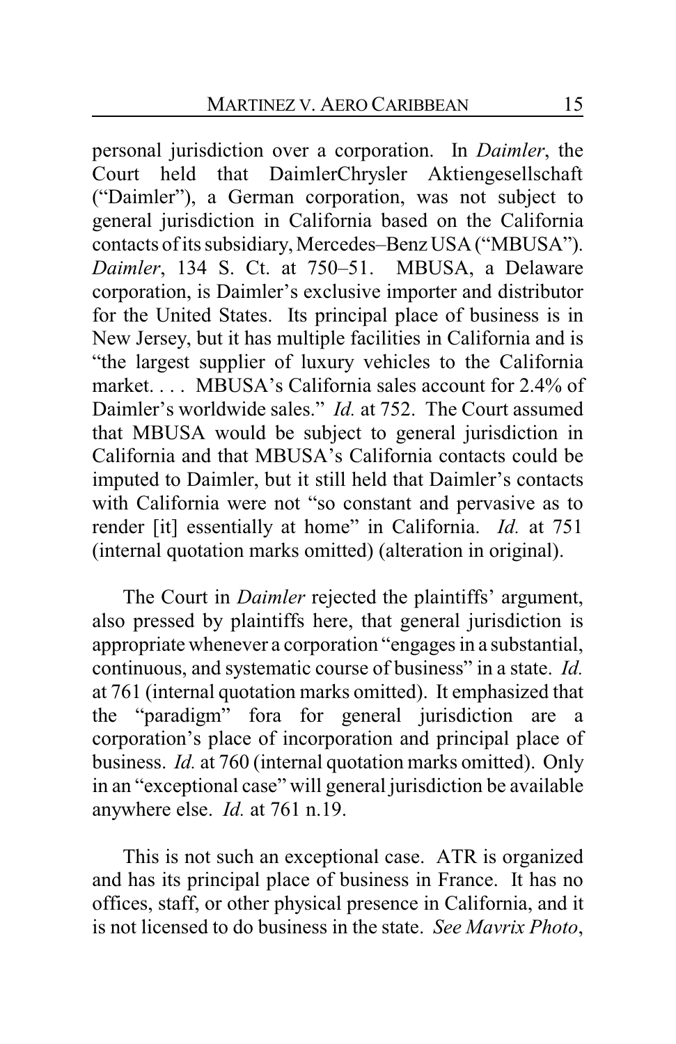personal jurisdiction over a corporation. In *Daimler*, the Court held that DaimlerChrysler Aktiengesellschaft ("Daimler"), a German corporation, was not subject to general jurisdiction in California based on the California contacts of its subsidiary, Mercedes–Benz USA ("MBUSA"). *Daimler*, 134 S. Ct. at 750–51. MBUSA, a Delaware corporation, is Daimler's exclusive importer and distributor for the United States. Its principal place of business is in New Jersey, but it has multiple facilities in California and is "the largest supplier of luxury vehicles to the California market. . . . MBUSA's California sales account for 2.4% of Daimler's worldwide sales." *Id.* at 752. The Court assumed that MBUSA would be subject to general jurisdiction in California and that MBUSA's California contacts could be imputed to Daimler, but it still held that Daimler's contacts with California were not "so constant and pervasive as to render [it] essentially at home" in California. *Id.* at 751 (internal quotation marks omitted) (alteration in original).

The Court in *Daimler* rejected the plaintiffs' argument, also pressed by plaintiffs here, that general jurisdiction is appropriate whenever a corporation "engages in a substantial, continuous, and systematic course of business" in a state. *Id.* at 761 (internal quotation marks omitted). It emphasized that the "paradigm" fora for general jurisdiction are a corporation's place of incorporation and principal place of business. *Id.* at 760 (internal quotation marks omitted). Only in an "exceptional case" will general jurisdiction be available anywhere else. *Id.* at 761 n.19.

This is not such an exceptional case. ATR is organized and has its principal place of business in France. It has no offices, staff, or other physical presence in California, and it is not licensed to do business in the state. *See Mavrix Photo*,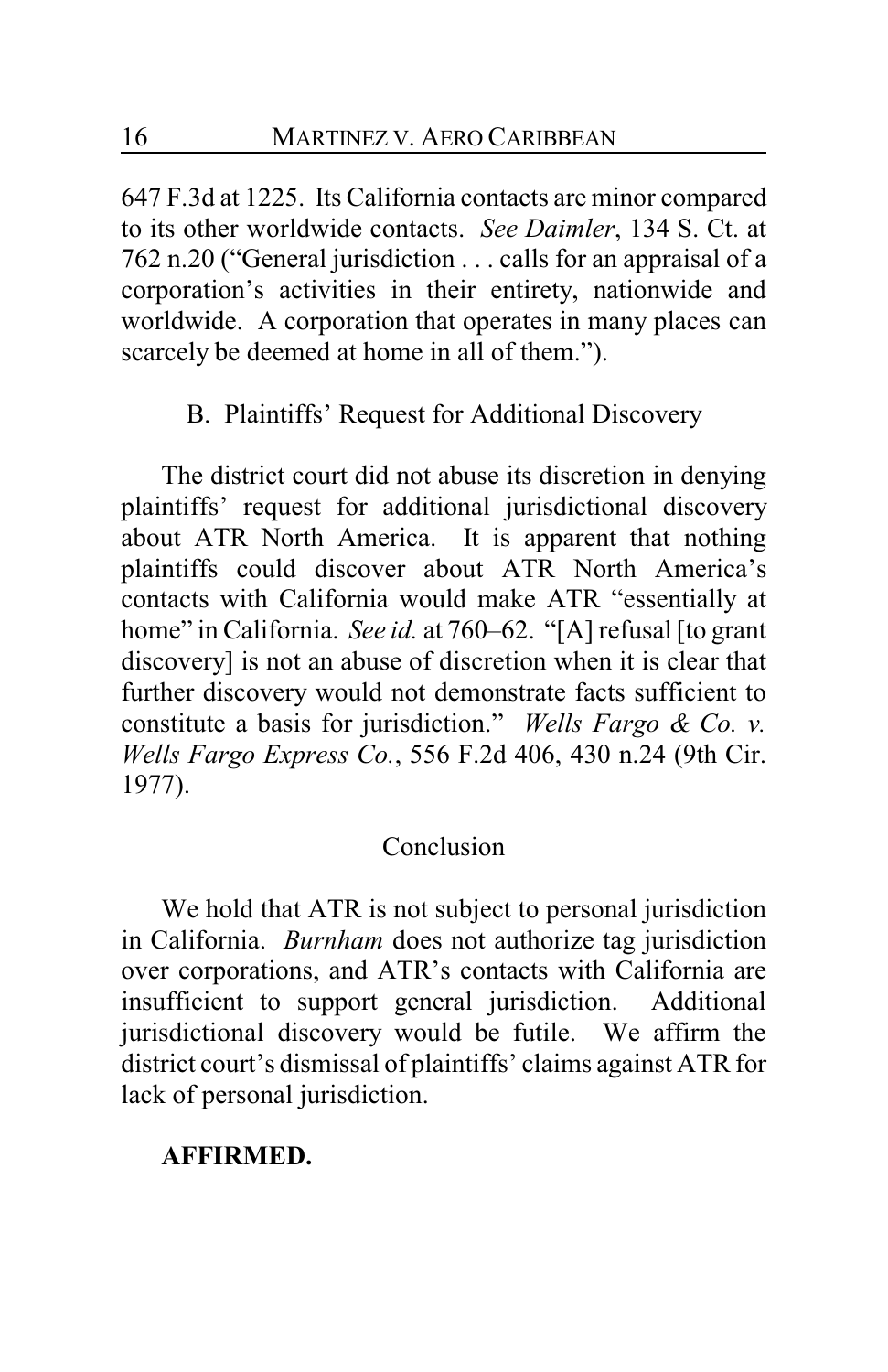647 F.3d at 1225. Its California contacts are minor compared to its other worldwide contacts. *See Daimler*, 134 S. Ct. at 762 n.20 ("General jurisdiction . . . calls for an appraisal of a corporation's activities in their entirety, nationwide and worldwide. A corporation that operates in many places can scarcely be deemed at home in all of them.").

### B. Plaintiffs' Request for Additional Discovery

The district court did not abuse its discretion in denying plaintiffs' request for additional jurisdictional discovery about ATR North America. It is apparent that nothing plaintiffs could discover about ATR North America's contacts with California would make ATR "essentially at home" in California. *See id.* at 760–62. "[A] refusal [to grant discovery] is not an abuse of discretion when it is clear that further discovery would not demonstrate facts sufficient to constitute a basis for jurisdiction." *Wells Fargo & Co. v. Wells Fargo Express Co.*, 556 F.2d 406, 430 n.24 (9th Cir. 1977).

## Conclusion

We hold that ATR is not subject to personal jurisdiction in California. *Burnham* does not authorize tag jurisdiction over corporations, and ATR's contacts with California are insufficient to support general jurisdiction. Additional jurisdictional discovery would be futile. We affirm the district court's dismissal of plaintiffs' claims against ATR for lack of personal jurisdiction.

**AFFIRMED.**